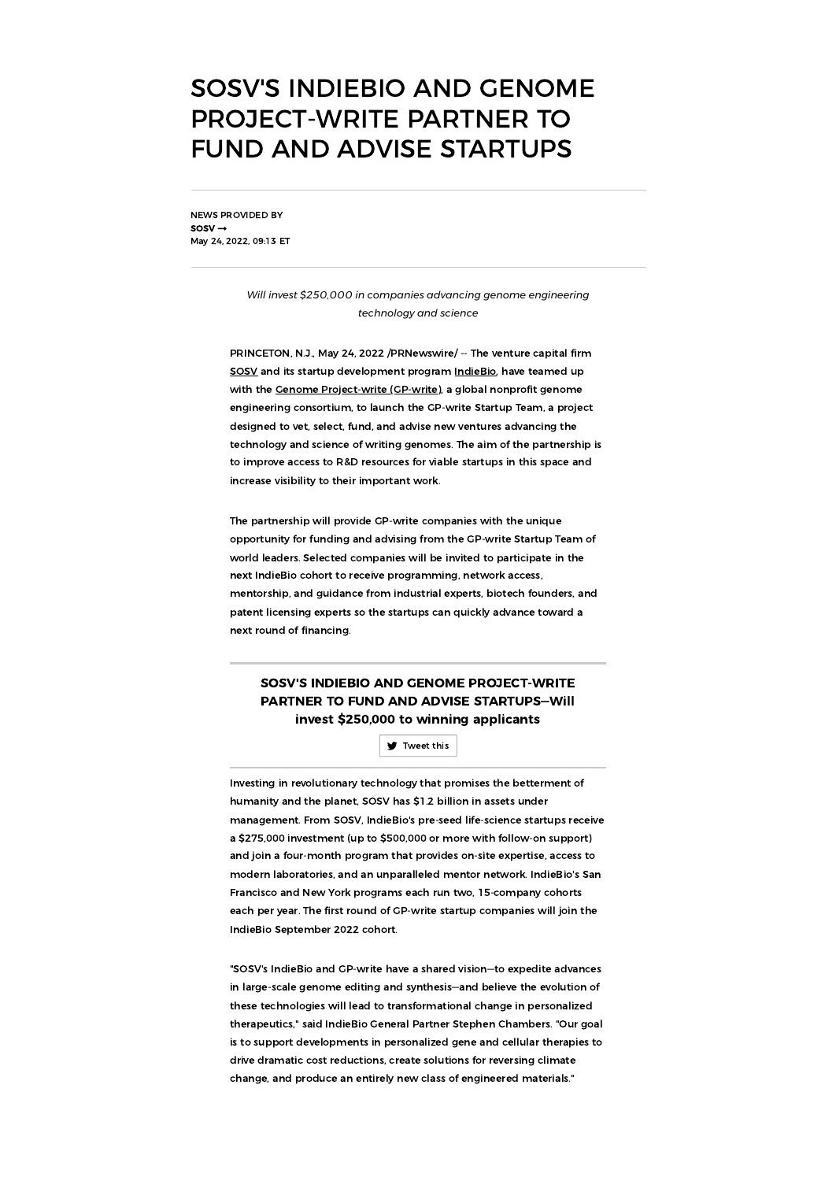# SOSV'S INDIEBIO AND GENOME PROJECT-WRITE PARTNER TO FUND AND ADVISE STARTUPS

NEWS PROVIDED BY
**SOSV →**
May 24, 2022, 09:13 ET

*Will invest $250,000 in companies advancing genome engineering technology and science*

PRINCETON, N.J., May 24, 2022 /PRNewswire/ -- The venture capital firm SOSV and its startup development program IndieBio, have teamed up with the Genome Project-write (GP-write), a global nonprofit genome engineering consortium, to launch the GP-write Startup Team, a project designed to vet, select, fund, and advise new ventures advancing the technology and science of writing genomes. The aim of the partnership is to improve access to R&D resources for viable startups in this space and increase visibility to their important work.

The partnership will provide GP-write companies with the unique opportunity for funding and advising from the GP-write Startup Team of world leaders. Selected companies will be invited to participate in the next IndieBio cohort to receive programming, network access, mentorship, and guidance from industrial experts, biotech founders, and patent licensing experts so the startups can quickly advance toward a next round of financing.

**SOSV'S INDIEBIO AND GENOME PROJECT-WRITE PARTNER TO FUND AND ADVISE STARTUPS—Will invest $250,000 to winning applicants**

Tweet this

Investing in revolutionary technology that promises the betterment of humanity and the planet, SOSV has $1.2 billion in assets under management. From SOSV, IndieBio's pre-seed life-science startups receive a $275,000 investment (up to $500,000 or more with follow-on support) and join a four-month program that provides on-site expertise, access to modern laboratories, and an unparalleled mentor network. IndieBio's San Francisco and New York programs each run two, 15-company cohorts each per year. The first round of GP-write startup companies will join the IndieBio September 2022 cohort.

"SOSV's IndieBio and GP-write have a shared vision—to expedite advances in large-scale genome editing and synthesis—and believe the evolution of these technologies will lead to transformational change in personalized therapeutics," said IndieBio General Partner Stephen Chambers. "Our goal is to support developments in personalized gene and cellular therapies to drive dramatic cost reductions, create solutions for reversing climate change, and produce an entirely new class of engineered materials."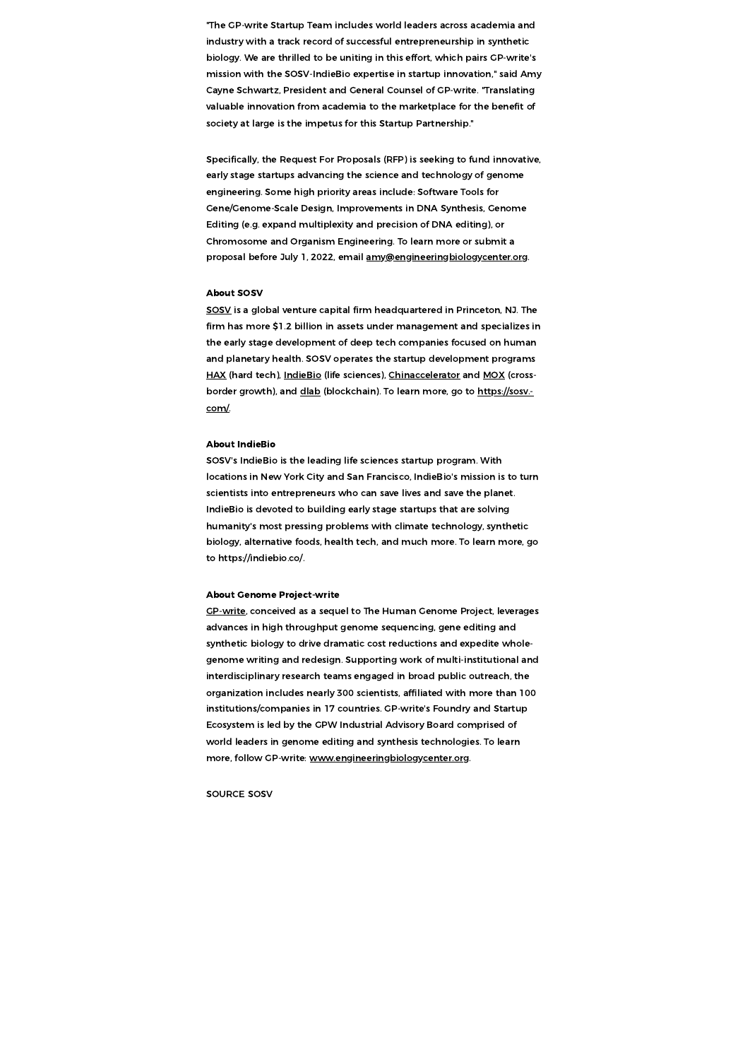"The GP-write Startup Team includes world leaders across academia and industry with a track record of successful entrepreneurship in synthetic biology. We are thrilled to be uniting in this effort, which pairs GP-write's mission with the SOSV-IndieBio expertise in startup innovation," said Amy Cayne Schwartz, President and General Counsel of GP-write. "Translating valuable innovation from academia to the marketplace for the benefit of society at large is the impetus for this Startup Partnership."

Specifically, the Request For Proposals (RFP) is seeking to fund innovative, early stage startups advancing the science and technology of genome engineering. Some high priority areas include: Software Tools for Gene/Genome-Scale Design, Improvements in DNA Synthesis, Genome Editing (e.g. expand multiplexity and precision of DNA editing), or Chromosome and Organism Engineering. To learn more or submit a proposal before July 1, 2022, email amy@engineeringbiologycenter.org.

**About SOSV**

SOSV is a global venture capital firm headquartered in Princeton, NJ. The firm has more $1.2 billion in assets under management and specializes in the early stage development of deep tech companies focused on human and planetary health. SOSV operates the startup development programs HAX (hard tech), IndieBio (life sciences), Chinaccelerator and MOX (cross-border growth), and dlab (blockchain). To learn more, go to https://sosv.com/.

**About IndieBio**

SOSV's IndieBio is the leading life sciences startup program. With locations in New York City and San Francisco, IndieBio's mission is to turn scientists into entrepreneurs who can save lives and save the planet. IndieBio is devoted to building early stage startups that are solving humanity's most pressing problems with climate technology, synthetic biology, alternative foods, health tech, and much more. To learn more, go to https://indiebio.co/.

**About Genome Project-write**

GP-write, conceived as a sequel to The Human Genome Project, leverages advances in high throughput genome sequencing, gene editing and synthetic biology to drive dramatic cost reductions and expedite whole-genome writing and redesign. Supporting work of multi-institutional and interdisciplinary research teams engaged in broad public outreach, the organization includes nearly 300 scientists, affiliated with more than 100 institutions/companies in 17 countries. GP-write's Foundry and Startup Ecosystem is led by the GPW Industrial Advisory Board comprised of world leaders in genome editing and synthesis technologies. To learn more, follow GP-write: www.engineeringbiologycenter.org.

SOURCE SOSV